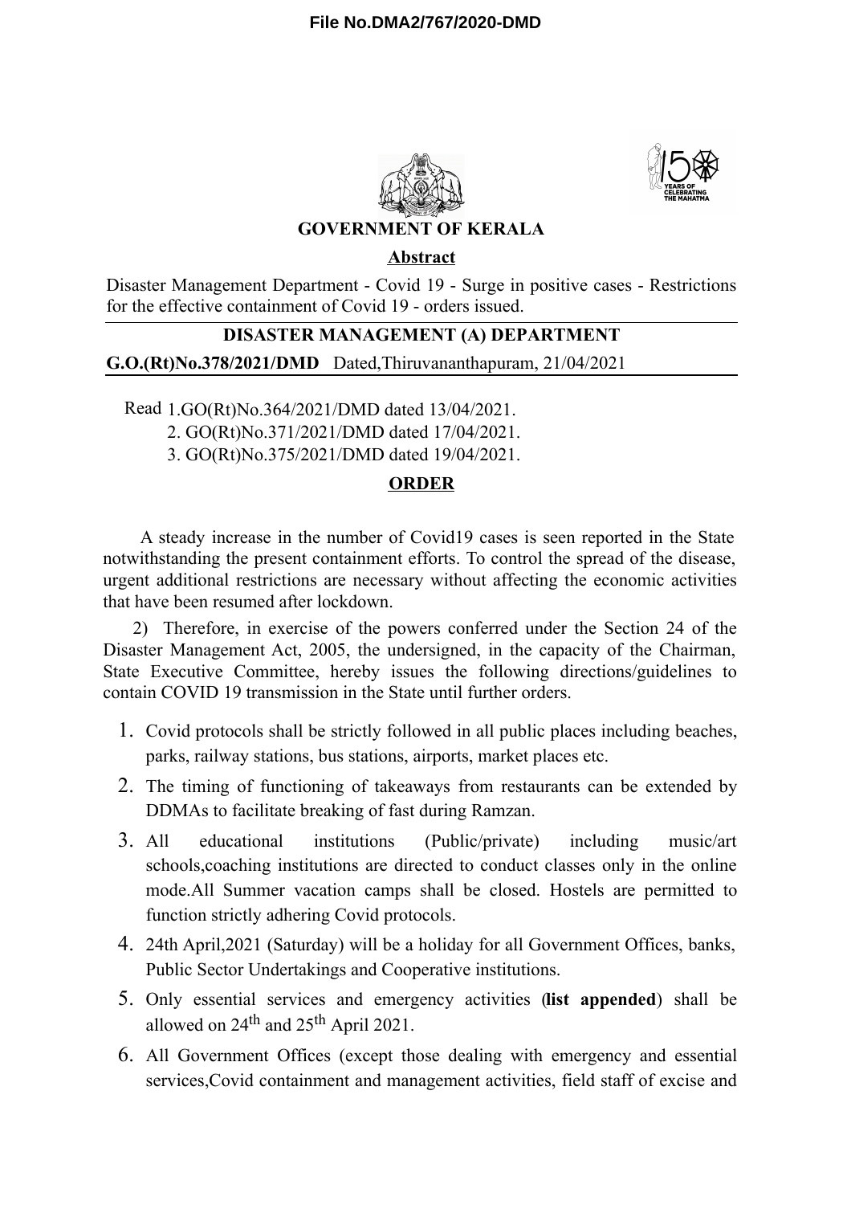**File No.DMA2/767/2020-DMD**

# GOVERNMENT OF KERALA

## Abstract

Disaster Management Department - Covid 19 - Surge in positive cases - Restrictions for the effective containment of Covid 19 - orders issued.

## DISASTER MANAGEMENT (A) DEPARTMENT

**G.O.(Rt)No.378/2021/DMD** Dated,Thiruvananthapuram, 21/04/2021

Read 1.GO(Rt)No.364/2021/DMD dated 13/04/2021.
2. GO(Rt)No.371/2021/DMD dated 17/04/2021.
3. GO(Rt)No.375/2021/DMD dated 19/04/2021.

## ORDER

A steady increase in the number of Covid19 cases is seen reported in the State notwithstanding the present containment efforts. To control the spread of the disease, urgent additional restrictions are necessary without affecting the economic activities that have been resumed after lockdown.

2) Therefore, in exercise of the powers conferred under the Section 24 of the Disaster Management Act, 2005, the undersigned, in the capacity of the Chairman, State Executive Committee, hereby issues the following directions/guidelines to contain COVID 19 transmission in the State until further orders.

1. Covid protocols shall be strictly followed in all public places including beaches, parks, railway stations, bus stations, airports, market places etc.
2. The timing of functioning of takeaways from restaurants can be extended by DDMAs to facilitate breaking of fast during Ramzan.
3. All educational institutions (Public/private) including music/art schools,coaching institutions are directed to conduct classes only in the online mode.All Summer vacation camps shall be closed. Hostels are permitted to function strictly adhering Covid protocols.
4. 24th April,2021 (Saturday) will be a holiday for all Government Offices, banks, Public Sector Undertakings and Cooperative institutions.
5. Only essential services and emergency activities (**list appended**) shall be allowed on 24th and 25th April 2021.
6. All Government Offices (except those dealing with emergency and essential services,Covid containment and management activities, field staff of excise and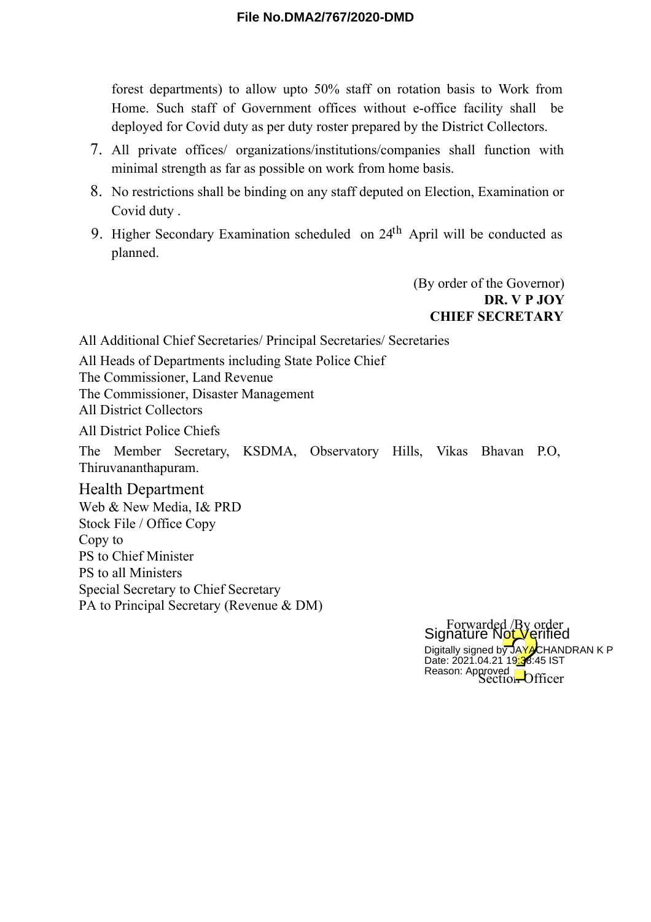forest departments) to allow upto 50% staff on rotation basis to Work from Home. Such staff of Government offices without e-office facility shall be deployed for Covid duty as per duty roster prepared by the District Collectors.

7. All private offices/ organizations/institutions/companies shall function with minimal strength as far as possible on work from home basis.
8. No restrictions shall be binding on any staff deputed on Election, Examination or Covid duty .
9. Higher Secondary Examination scheduled on 24th April will be conducted as planned.

(By order of the Governor)
**DR. V P JOY**
**CHIEF SECRETARY**

All Additional Chief Secretaries/ Principal Secretaries/ Secretaries

All Heads of Departments including State Police Chief
The Commissioner, Land Revenue
The Commissioner, Disaster Management
All District Collectors

All District Police Chiefs

The Member Secretary, KSDMA, Observatory Hills, Vikas Bhavan P.O, Thiruvananthapuram.

Health Department
Web & New Media, I& PRD
Stock File / Office Copy
Copy to
PS to Chief Minister
PS to all Ministers
Special Secretary to Chief Secretary
PA to Principal Secretary (Revenue & DM)

Forwarded /By order
Signature Not Verified
Digitally signed by JAYACHANDRAN K P
Date: 2021.04.21 19:38:45 IST
Reason: Approved
Section Officer